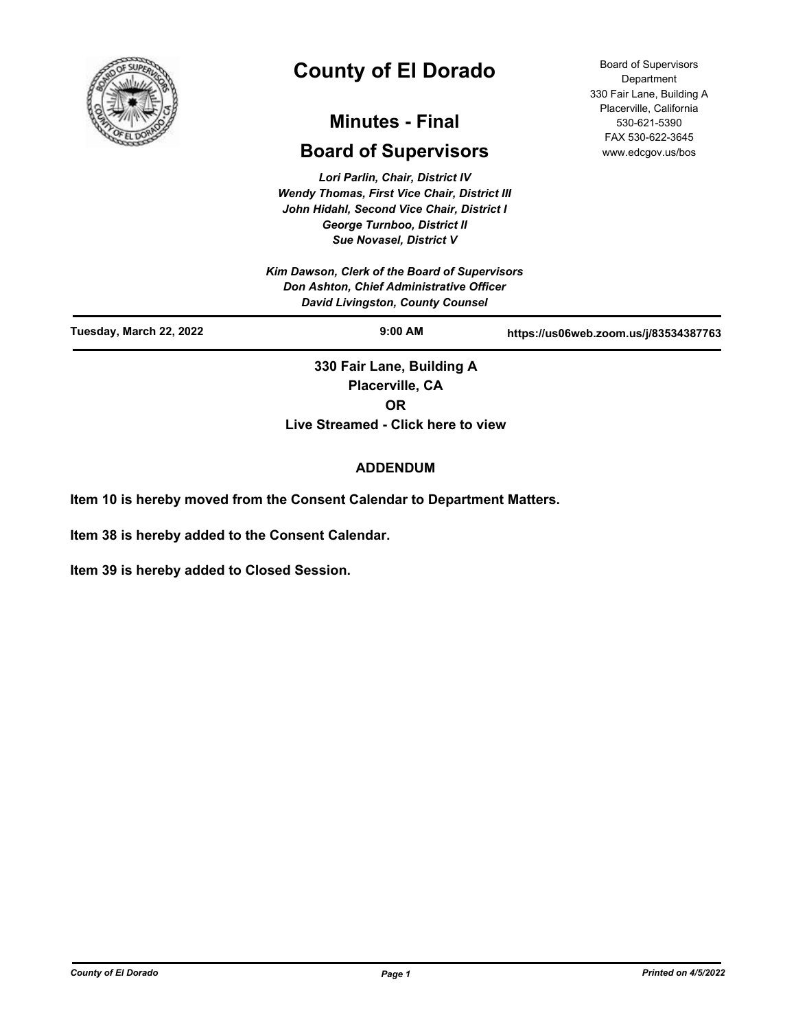# County of El Dorado

## Minutes - Final

## Board of Supervisors

*Lori Parlin, Chair, District IV*
*Wendy Thomas, First Vice Chair, District III*
*John Hidahl, Second Vice Chair, District I*
*George Turnboo, District II*
*Sue Novasel, District V*

*Kim Dawson, Clerk of the Board of Supervisors*
*Don Ashton, Chief Administrative Officer*
*David Livingston, County Counsel*

Board of Supervisors Department
330 Fair Lane, Building A
Placerville, California
530-621-5390
FAX 530-622-3645
www.edcgov.us/bos

**Tuesday, March 22, 2022** | **9:00 AM** | **https://us06web.zoom.us/j/83534387763**

**330 Fair Lane, Building A**
**Placerville, CA**
**OR**
**Live Streamed - Click here to view**

**ADDENDUM**

**Item 10 is hereby moved from the Consent Calendar to Department Matters.**

**Item 38 is hereby added to the Consent Calendar.**

**Item 39 is hereby added to Closed Session.**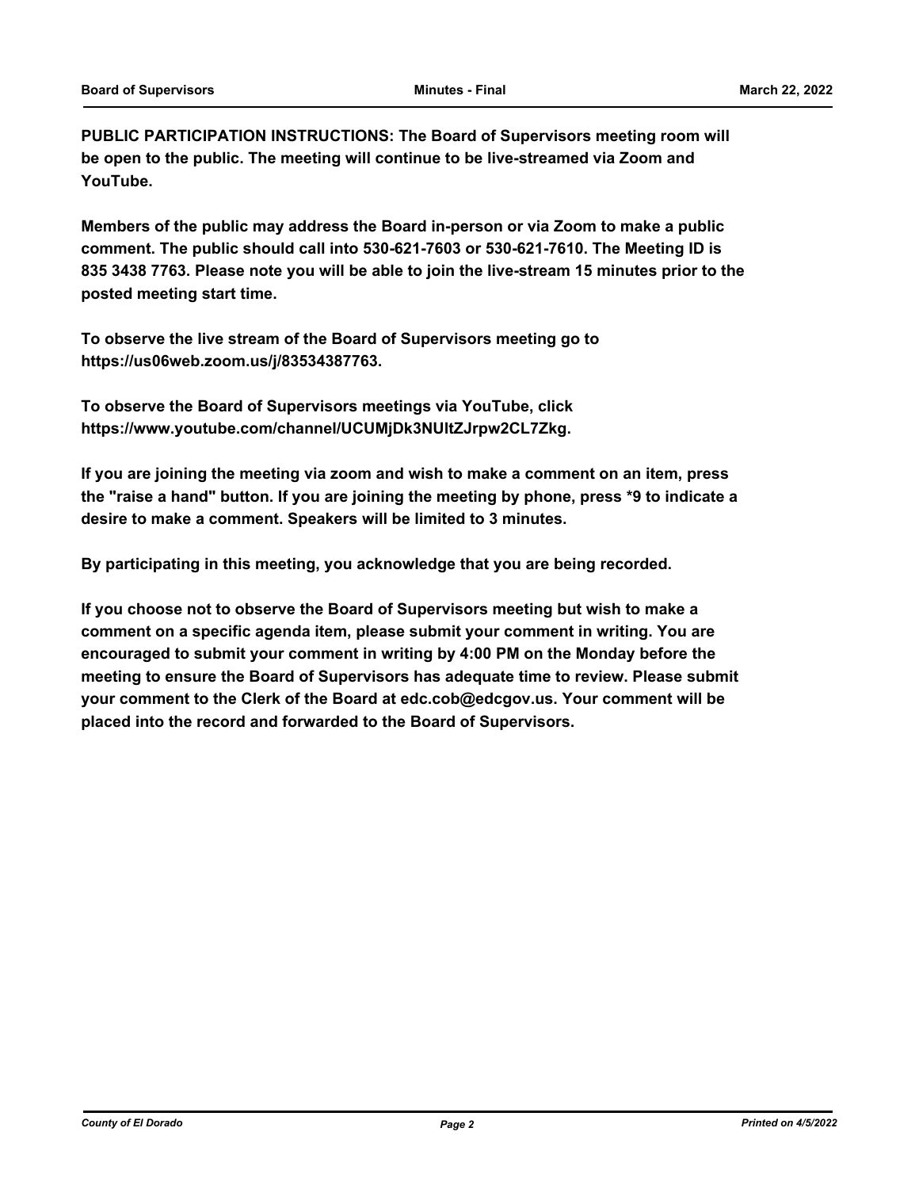**PUBLIC PARTICIPATION INSTRUCTIONS: The Board of Supervisors meeting room will be open to the public. The meeting will continue to be live-streamed via Zoom and YouTube.**

**Members of the public may address the Board in-person or via Zoom to make a public comment. The public should call into 530-621-7603 or 530-621-7610. The Meeting ID is 835 3438 7763. Please note you will be able to join the live-stream 15 minutes prior to the posted meeting start time.**

**To observe the live stream of the Board of Supervisors meeting go to https://us06web.zoom.us/j/83534387763.**

**To observe the Board of Supervisors meetings via YouTube, click https://www.youtube.com/channel/UCUMjDk3NUltZJrpw2CL7Zkg.**

**If you are joining the meeting via zoom and wish to make a comment on an item, press the "raise a hand" button. If you are joining the meeting by phone, press *9 to indicate a desire to make a comment. Speakers will be limited to 3 minutes.**

**By participating in this meeting, you acknowledge that you are being recorded.**

**If you choose not to observe the Board of Supervisors meeting but wish to make a comment on a specific agenda item, please submit your comment in writing. You are encouraged to submit your comment in writing by 4:00 PM on the Monday before the meeting to ensure the Board of Supervisors has adequate time to review. Please submit your comment to the Clerk of the Board at edc.cob@edcgov.us. Your comment will be placed into the record and forwarded to the Board of Supervisors.**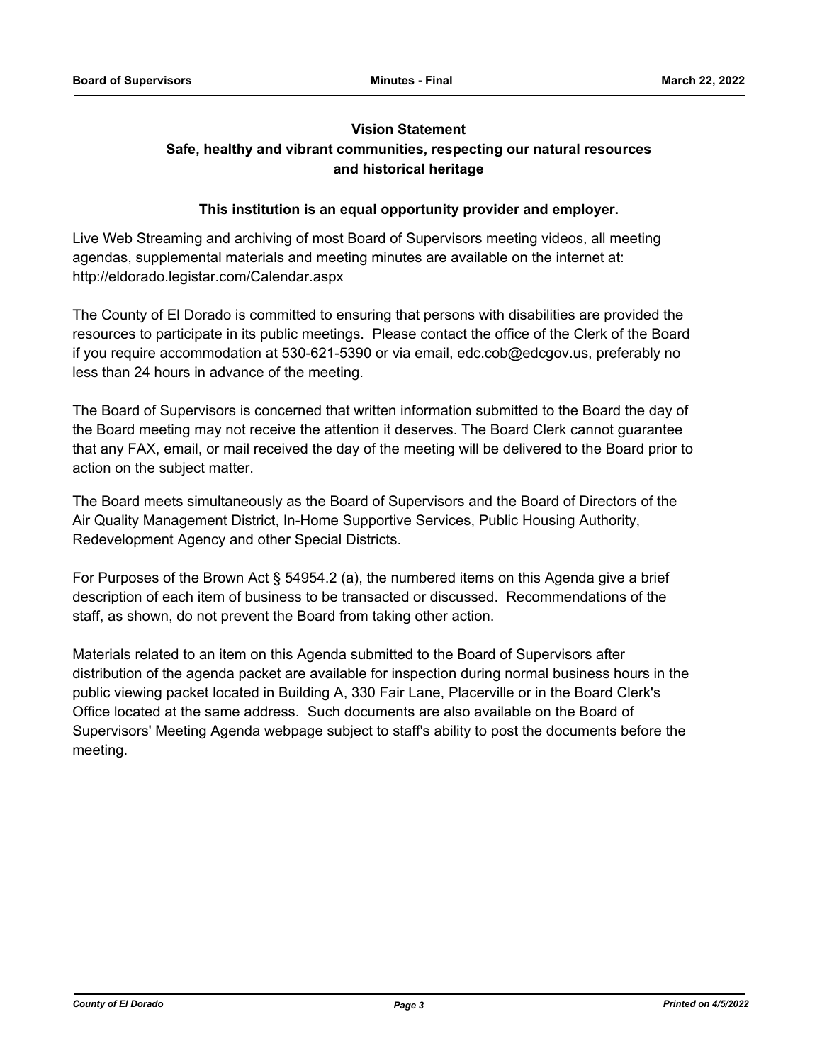**Vision Statement**

**Safe, healthy and vibrant communities, respecting our natural resources and historical heritage**

**This institution is an equal opportunity provider and employer.**

Live Web Streaming and archiving of most Board of Supervisors meeting videos, all meeting agendas, supplemental materials and meeting minutes are available on the internet at: http://eldorado.legistar.com/Calendar.aspx

The County of El Dorado is committed to ensuring that persons with disabilities are provided the resources to participate in its public meetings. Please contact the office of the Clerk of the Board if you require accommodation at 530-621-5390 or via email, edc.cob@edcgov.us, preferably no less than 24 hours in advance of the meeting.

The Board of Supervisors is concerned that written information submitted to the Board the day of the Board meeting may not receive the attention it deserves. The Board Clerk cannot guarantee that any FAX, email, or mail received the day of the meeting will be delivered to the Board prior to action on the subject matter.

The Board meets simultaneously as the Board of Supervisors and the Board of Directors of the Air Quality Management District, In-Home Supportive Services, Public Housing Authority, Redevelopment Agency and other Special Districts.

For Purposes of the Brown Act § 54954.2 (a), the numbered items on this Agenda give a brief description of each item of business to be transacted or discussed. Recommendations of the staff, as shown, do not prevent the Board from taking other action.

Materials related to an item on this Agenda submitted to the Board of Supervisors after distribution of the agenda packet are available for inspection during normal business hours in the public viewing packet located in Building A, 330 Fair Lane, Placerville or in the Board Clerk's Office located at the same address. Such documents are also available on the Board of Supervisors' Meeting Agenda webpage subject to staff's ability to post the documents before the meeting.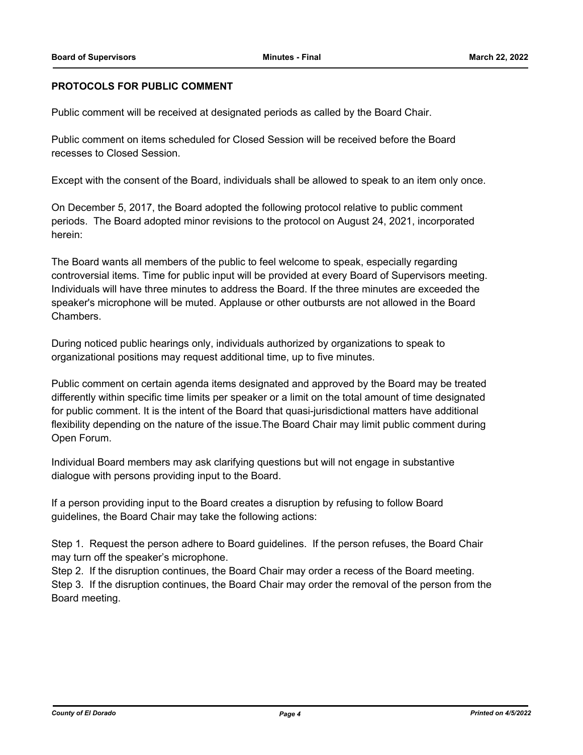**PROTOCOLS FOR PUBLIC COMMENT**

Public comment will be received at designated periods as called by the Board Chair.

Public comment on items scheduled for Closed Session will be received before the Board recesses to Closed Session.

Except with the consent of the Board, individuals shall be allowed to speak to an item only once.

On December 5, 2017, the Board adopted the following protocol relative to public comment periods. The Board adopted minor revisions to the protocol on August 24, 2021, incorporated herein:

The Board wants all members of the public to feel welcome to speak, especially regarding controversial items. Time for public input will be provided at every Board of Supervisors meeting. Individuals will have three minutes to address the Board. If the three minutes are exceeded the speaker's microphone will be muted. Applause or other outbursts are not allowed in the Board Chambers.

During noticed public hearings only, individuals authorized by organizations to speak to organizational positions may request additional time, up to five minutes.

Public comment on certain agenda items designated and approved by the Board may be treated differently within specific time limits per speaker or a limit on the total amount of time designated for public comment. It is the intent of the Board that quasi-jurisdictional matters have additional flexibility depending on the nature of the issue.The Board Chair may limit public comment during Open Forum.

Individual Board members may ask clarifying questions but will not engage in substantive dialogue with persons providing input to the Board.

If a person providing input to the Board creates a disruption by refusing to follow Board guidelines, the Board Chair may take the following actions:

Step 1. Request the person adhere to Board guidelines. If the person refuses, the Board Chair may turn off the speaker's microphone.

Step 2. If the disruption continues, the Board Chair may order a recess of the Board meeting.

Step 3. If the disruption continues, the Board Chair may order the removal of the person from the Board meeting.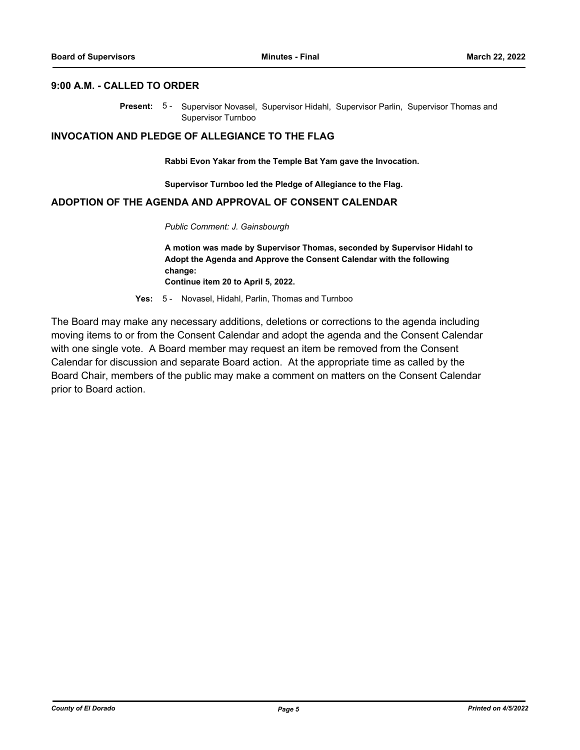## 9:00 A.M. - CALLED TO ORDER

**Present:** 5 - Supervisor Novasel, Supervisor Hidahl, Supervisor Parlin, Supervisor Thomas and Supervisor Turnboo

## INVOCATION AND PLEDGE OF ALLEGIANCE TO THE FLAG

**Rabbi Evon Yakar from the Temple Bat Yam gave the Invocation.**

**Supervisor Turnboo led the Pledge of Allegiance to the Flag.**

## ADOPTION OF THE AGENDA AND APPROVAL OF CONSENT CALENDAR

*Public Comment: J. Gainsbourgh*

**A motion was made by Supervisor Thomas, seconded by Supervisor Hidahl to Adopt the Agenda and Approve the Consent Calendar with the following change:**
**Continue item 20 to April 5, 2022.**

**Yes:** 5 - Novasel, Hidahl, Parlin, Thomas and Turnboo

The Board may make any necessary additions, deletions or corrections to the agenda including moving items to or from the Consent Calendar and adopt the agenda and the Consent Calendar with one single vote. A Board member may request an item be removed from the Consent Calendar for discussion and separate Board action. At the appropriate time as called by the Board Chair, members of the public may make a comment on matters on the Consent Calendar prior to Board action.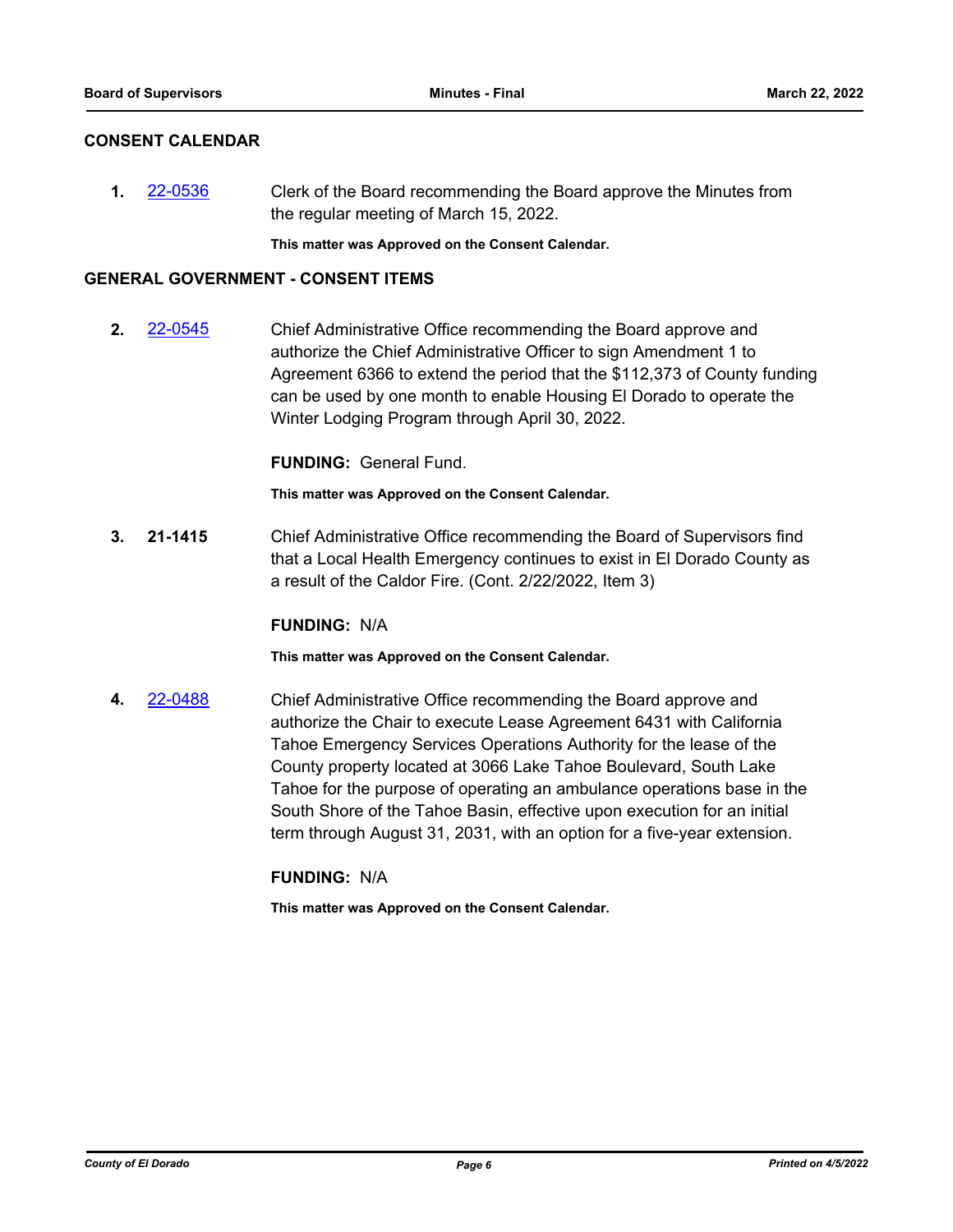## CONSENT CALENDAR

**1.** 22-0536 Clerk of the Board recommending the Board approve the Minutes from the regular meeting of March 15, 2022.

**This matter was Approved on the Consent Calendar.**

## GENERAL GOVERNMENT - CONSENT ITEMS

**2.** 22-0545 Chief Administrative Office recommending the Board approve and authorize the Chief Administrative Officer to sign Amendment 1 to Agreement 6366 to extend the period that the $112,373 of County funding can be used by one month to enable Housing El Dorado to operate the Winter Lodging Program through April 30, 2022.

**FUNDING:** General Fund.

**This matter was Approved on the Consent Calendar.**

**3.** **21-1415** Chief Administrative Office recommending the Board of Supervisors find that a Local Health Emergency continues to exist in El Dorado County as a result of the Caldor Fire. (Cont. 2/22/2022, Item 3)

**FUNDING:** N/A

**This matter was Approved on the Consent Calendar.**

**4.** 22-0488 Chief Administrative Office recommending the Board approve and authorize the Chair to execute Lease Agreement 6431 with California Tahoe Emergency Services Operations Authority for the lease of the County property located at 3066 Lake Tahoe Boulevard, South Lake Tahoe for the purpose of operating an ambulance operations base in the South Shore of the Tahoe Basin, effective upon execution for an initial term through August 31, 2031, with an option for a five-year extension.

**FUNDING:** N/A

**This matter was Approved on the Consent Calendar.**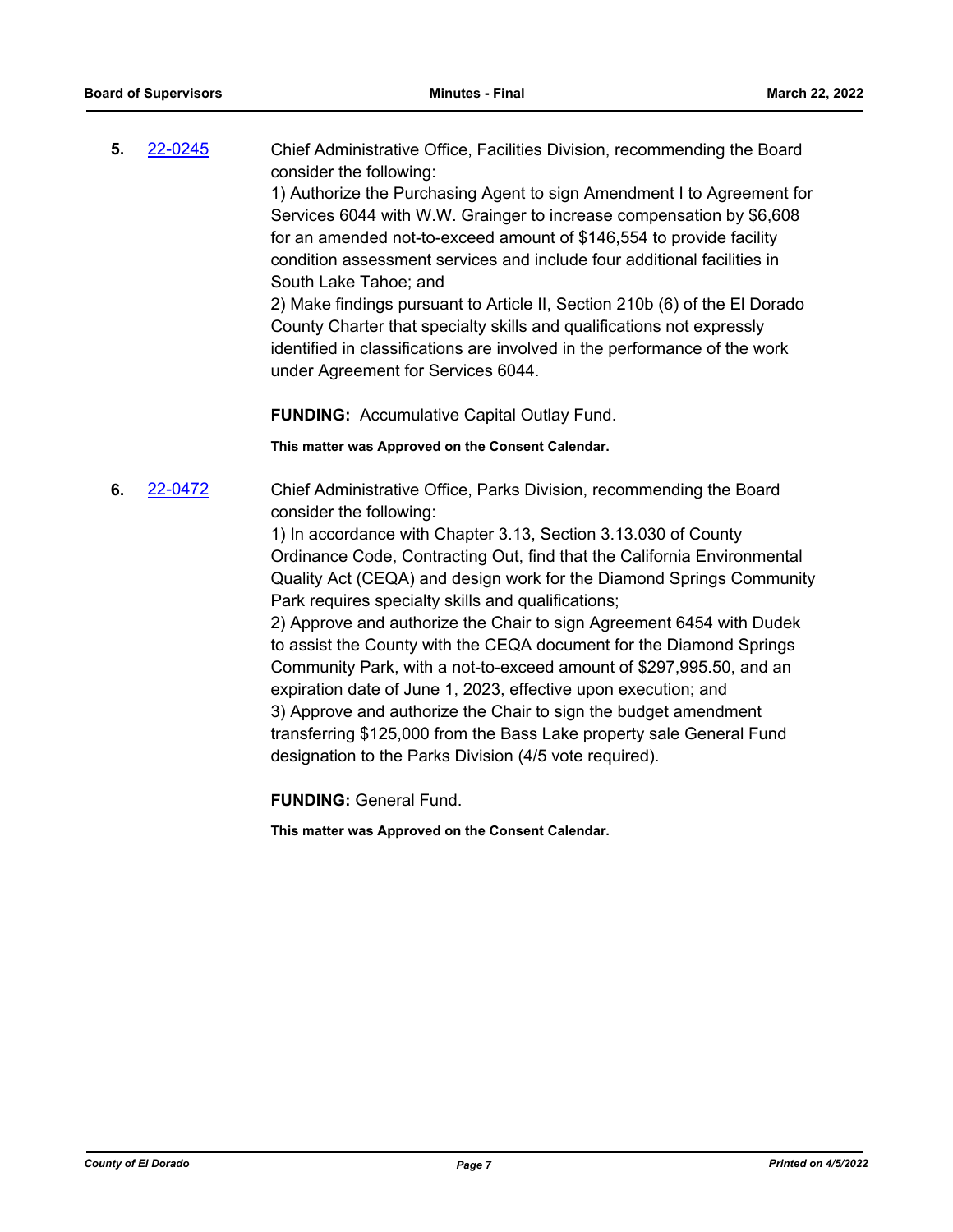**5.** [22-0245](22-0245) Chief Administrative Office, Facilities Division, recommending the Board consider the following:

1) Authorize the Purchasing Agent to sign Amendment I to Agreement for Services 6044 with W.W. Grainger to increase compensation by $6,608 for an amended not-to-exceed amount of $146,554 to provide facility condition assessment services and include four additional facilities in South Lake Tahoe; and

2) Make findings pursuant to Article II, Section 210b (6) of the El Dorado County Charter that specialty skills and qualifications not expressly identified in classifications are involved in the performance of the work under Agreement for Services 6044.

**FUNDING:** Accumulative Capital Outlay Fund.

**This matter was Approved on the Consent Calendar.**

**6.** [22-0472](22-0472) Chief Administrative Office, Parks Division, recommending the Board consider the following:

1) In accordance with Chapter 3.13, Section 3.13.030 of County Ordinance Code, Contracting Out, find that the California Environmental Quality Act (CEQA) and design work for the Diamond Springs Community Park requires specialty skills and qualifications;

2) Approve and authorize the Chair to sign Agreement 6454 with Dudek to assist the County with the CEQA document for the Diamond Springs Community Park, with a not-to-exceed amount of $297,995.50, and an expiration date of June 1, 2023, effective upon execution; and

3) Approve and authorize the Chair to sign the budget amendment transferring $125,000 from the Bass Lake property sale General Fund designation to the Parks Division (4/5 vote required).

**FUNDING:** General Fund.

**This matter was Approved on the Consent Calendar.**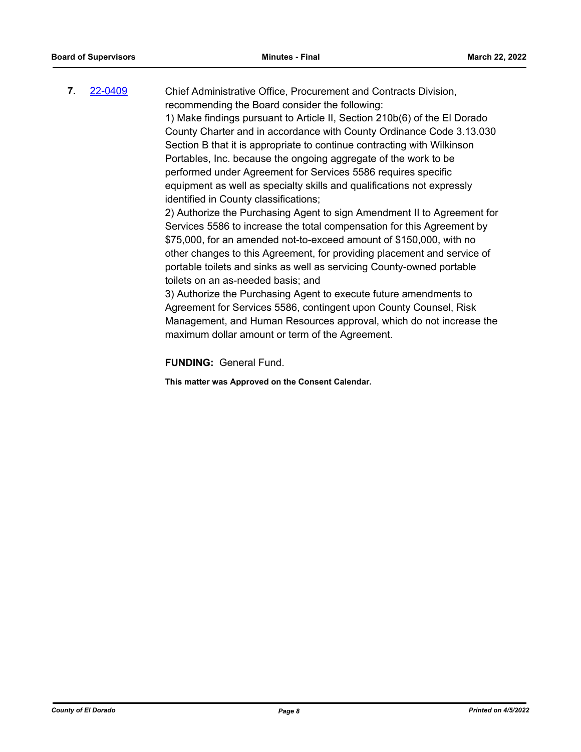**7.** 22-0409 Chief Administrative Office, Procurement and Contracts Division, recommending the Board consider the following:

1) Make findings pursuant to Article II, Section 210b(6) of the El Dorado County Charter and in accordance with County Ordinance Code 3.13.030 Section B that it is appropriate to continue contracting with Wilkinson Portables, Inc. because the ongoing aggregate of the work to be performed under Agreement for Services 5586 requires specific equipment as well as specialty skills and qualifications not expressly identified in County classifications;

2) Authorize the Purchasing Agent to sign Amendment II to Agreement for Services 5586 to increase the total compensation for this Agreement by $75,000, for an amended not-to-exceed amount of $150,000, with no other changes to this Agreement, for providing placement and service of portable toilets and sinks as well as servicing County-owned portable toilets on an as-needed basis; and

3) Authorize the Purchasing Agent to execute future amendments to Agreement for Services 5586, contingent upon County Counsel, Risk Management, and Human Resources approval, which do not increase the maximum dollar amount or term of the Agreement.

**FUNDING:** General Fund.

**This matter was Approved on the Consent Calendar.**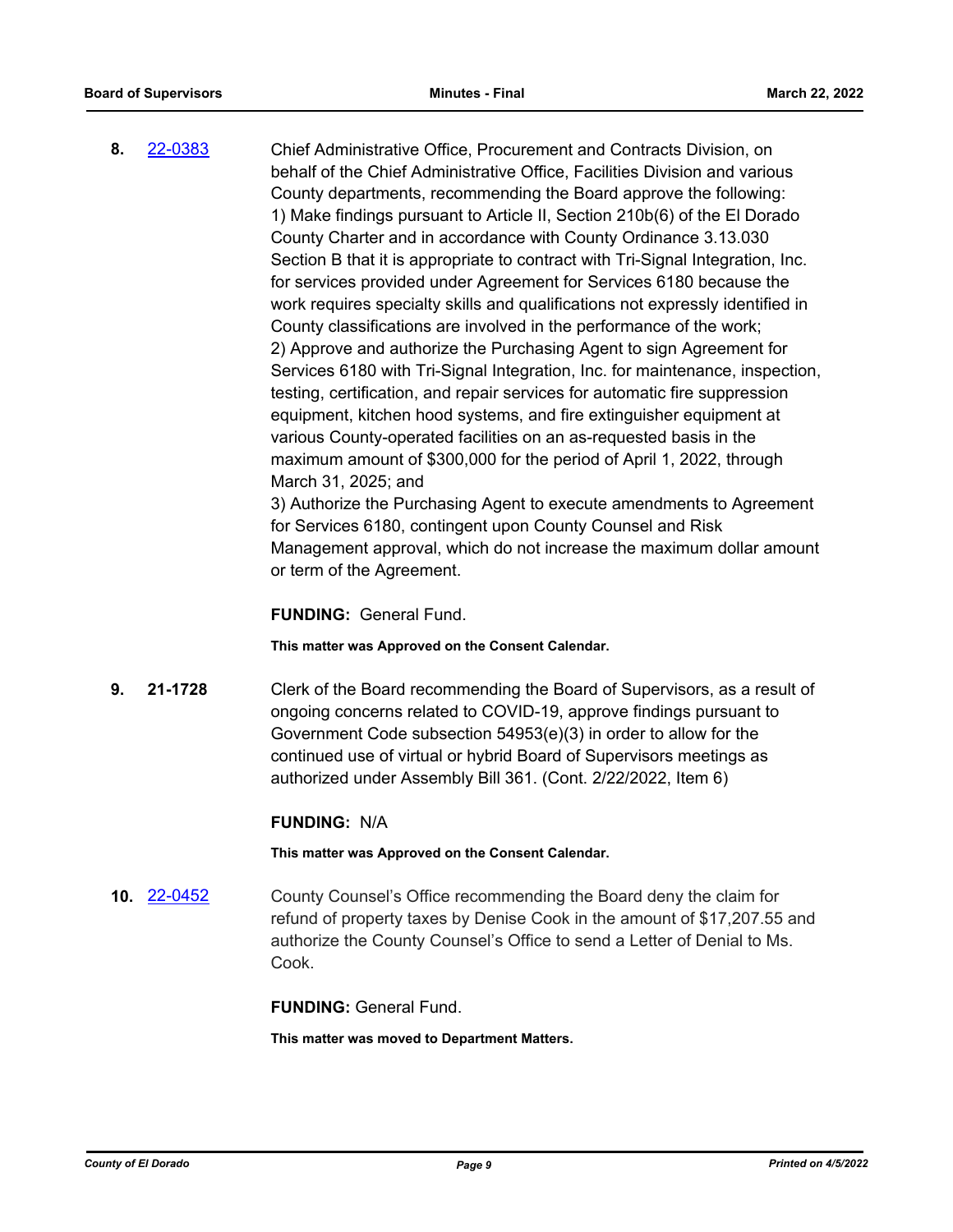**8.** 22-0383 Chief Administrative Office, Procurement and Contracts Division, on behalf of the Chief Administrative Office, Facilities Division and various County departments, recommending the Board approve the following:

1) Make findings pursuant to Article II, Section 210b(6) of the El Dorado County Charter and in accordance with County Ordinance 3.13.030 Section B that it is appropriate to contract with Tri-Signal Integration, Inc. for services provided under Agreement for Services 6180 because the work requires specialty skills and qualifications not expressly identified in County classifications are involved in the performance of the work;

2) Approve and authorize the Purchasing Agent to sign Agreement for Services 6180 with Tri-Signal Integration, Inc. for maintenance, inspection, testing, certification, and repair services for automatic fire suppression equipment, kitchen hood systems, and fire extinguisher equipment at various County-operated facilities on an as-requested basis in the maximum amount of $300,000 for the period of April 1, 2022, through March 31, 2025; and

3) Authorize the Purchasing Agent to execute amendments to Agreement for Services 6180, contingent upon County Counsel and Risk Management approval, which do not increase the maximum dollar amount or term of the Agreement.

**FUNDING:** General Fund.

**This matter was Approved on the Consent Calendar.**

**9.** **21-1728** Clerk of the Board recommending the Board of Supervisors, as a result of ongoing concerns related to COVID-19, approve findings pursuant to Government Code subsection 54953(e)(3) in order to allow for the continued use of virtual or hybrid Board of Supervisors meetings as authorized under Assembly Bill 361. (Cont. 2/22/2022, Item 6)

**FUNDING:** N/A

**This matter was Approved on the Consent Calendar.**

**10.** 22-0452 County Counsel's Office recommending the Board deny the claim for refund of property taxes by Denise Cook in the amount of $17,207.55 and authorize the County Counsel's Office to send a Letter of Denial to Ms. Cook.

**FUNDING:** General Fund.

**This matter was moved to Department Matters.**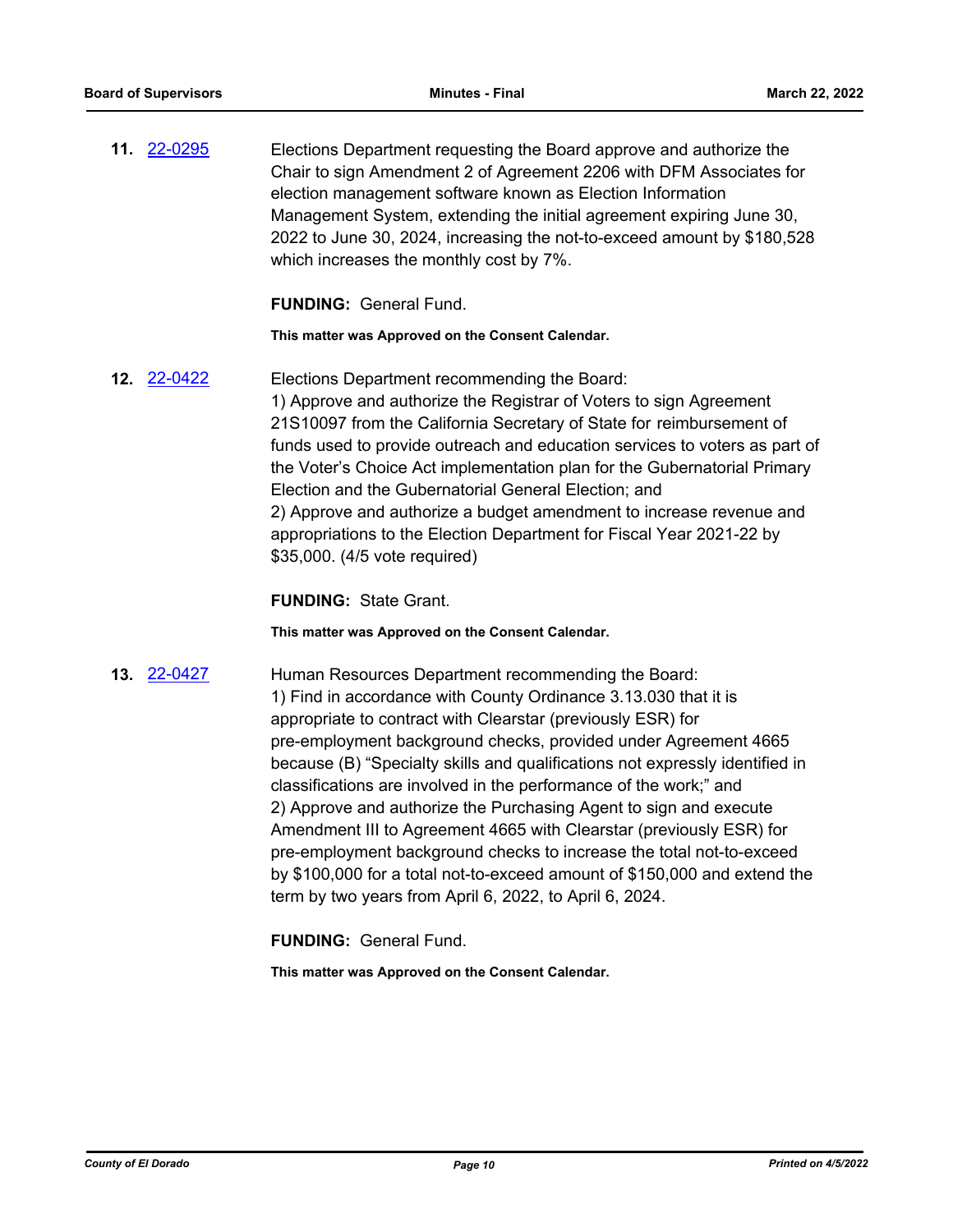**11.** 22-0295

Elections Department requesting the Board approve and authorize the Chair to sign Amendment 2 of Agreement 2206 with DFM Associates for election management software known as Election Information Management System, extending the initial agreement expiring June 30, 2022 to June 30, 2024, increasing the not-to-exceed amount by $180,528 which increases the monthly cost by 7%.

**FUNDING:** General Fund.

**This matter was Approved on the Consent Calendar.**

**12.** 22-0422

Elections Department recommending the Board:
1) Approve and authorize the Registrar of Voters to sign Agreement 21S10097 from the California Secretary of State for reimbursement of funds used to provide outreach and education services to voters as part of the Voter's Choice Act implementation plan for the Gubernatorial Primary Election and the Gubernatorial General Election; and
2) Approve and authorize a budget amendment to increase revenue and appropriations to the Election Department for Fiscal Year 2021-22 by $35,000. (4/5 vote required)

**FUNDING:** State Grant.

**This matter was Approved on the Consent Calendar.**

**13.** 22-0427

Human Resources Department recommending the Board:
1) Find in accordance with County Ordinance 3.13.030 that it is appropriate to contract with Clearstar (previously ESR) for pre-employment background checks, provided under Agreement 4665 because (B) "Specialty skills and qualifications not expressly identified in classifications are involved in the performance of the work;" and
2) Approve and authorize the Purchasing Agent to sign and execute Amendment III to Agreement 4665 with Clearstar (previously ESR) for pre-employment background checks to increase the total not-to-exceed by $100,000 for a total not-to-exceed amount of $150,000 and extend the term by two years from April 6, 2022, to April 6, 2024.

**FUNDING:** General Fund.

**This matter was Approved on the Consent Calendar.**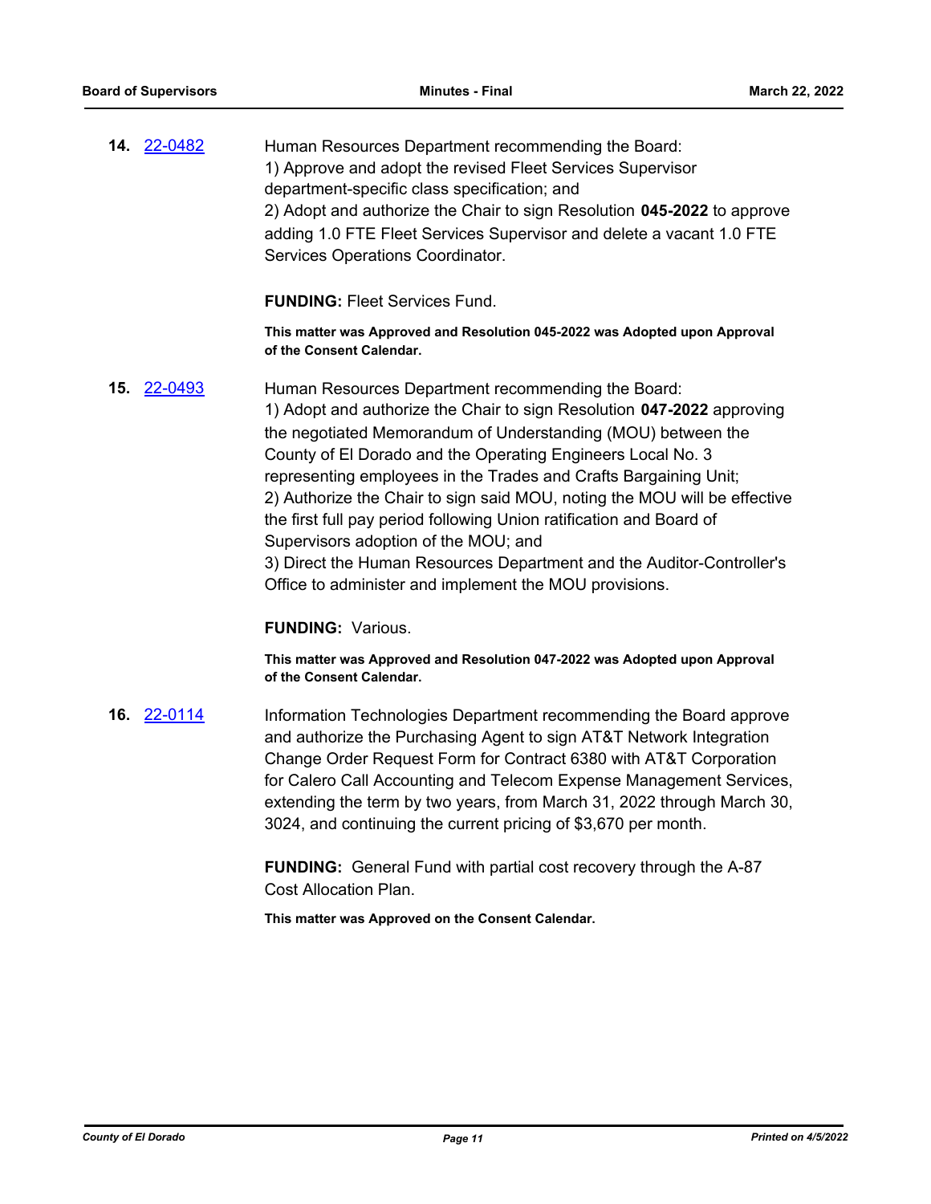**14.** 22-0482

Human Resources Department recommending the Board:
1) Approve and adopt the revised Fleet Services Supervisor department-specific class specification; and
2) Adopt and authorize the Chair to sign Resolution **045-2022** to approve adding 1.0 FTE Fleet Services Supervisor and delete a vacant 1.0 FTE Services Operations Coordinator.

**FUNDING:** Fleet Services Fund.

**This matter was Approved and Resolution 045-2022 was Adopted upon Approval of the Consent Calendar.**

**15.** 22-0493

Human Resources Department recommending the Board:
1) Adopt and authorize the Chair to sign Resolution **047-2022** approving the negotiated Memorandum of Understanding (MOU) between the County of El Dorado and the Operating Engineers Local No. 3 representing employees in the Trades and Crafts Bargaining Unit;
2) Authorize the Chair to sign said MOU, noting the MOU will be effective the first full pay period following Union ratification and Board of Supervisors adoption of the MOU; and
3) Direct the Human Resources Department and the Auditor-Controller's Office to administer and implement the MOU provisions.

**FUNDING:** Various.

**This matter was Approved and Resolution 047-2022 was Adopted upon Approval of the Consent Calendar.**

**16.** 22-0114

Information Technologies Department recommending the Board approve and authorize the Purchasing Agent to sign AT&T Network Integration Change Order Request Form for Contract 6380 with AT&T Corporation for Calero Call Accounting and Telecom Expense Management Services, extending the term by two years, from March 31, 2022 through March 30, 3024, and continuing the current pricing of $3,670 per month.

**FUNDING:** General Fund with partial cost recovery through the A-87 Cost Allocation Plan.

**This matter was Approved on the Consent Calendar.**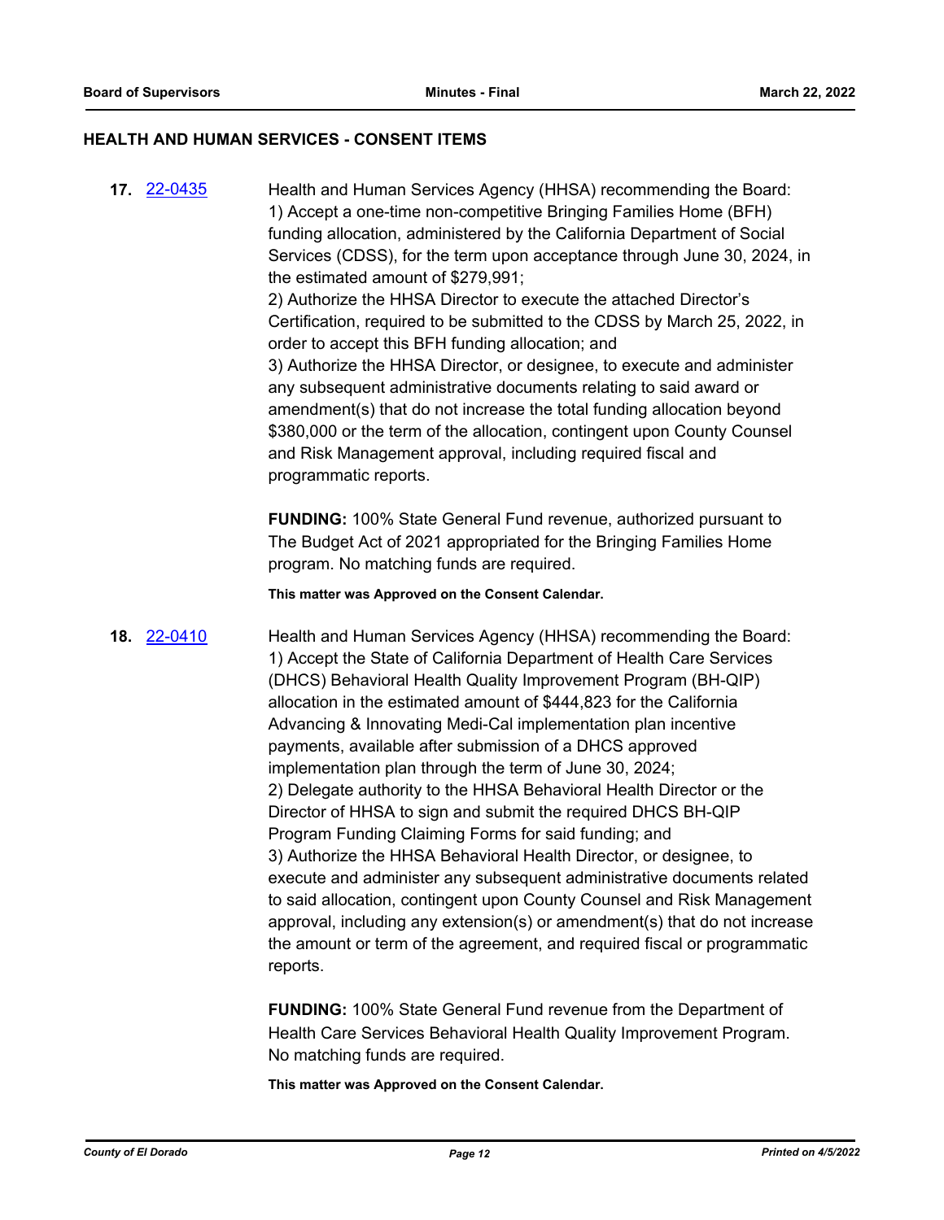## HEALTH AND HUMAN SERVICES - CONSENT ITEMS

**17.** 22-0435

Health and Human Services Agency (HHSA) recommending the Board:
1) Accept a one-time non-competitive Bringing Families Home (BFH) funding allocation, administered by the California Department of Social Services (CDSS), for the term upon acceptance through June 30, 2024, in the estimated amount of $279,991;
2) Authorize the HHSA Director to execute the attached Director's Certification, required to be submitted to the CDSS by March 25, 2022, in order to accept this BFH funding allocation; and
3) Authorize the HHSA Director, or designee, to execute and administer any subsequent administrative documents relating to said award or amendment(s) that do not increase the total funding allocation beyond $380,000 or the term of the allocation, contingent upon County Counsel and Risk Management approval, including required fiscal and programmatic reports.

**FUNDING:** 100% State General Fund revenue, authorized pursuant to The Budget Act of 2021 appropriated for the Bringing Families Home program. No matching funds are required.

**This matter was Approved on the Consent Calendar.**

**18.** 22-0410

Health and Human Services Agency (HHSA) recommending the Board:
1) Accept the State of California Department of Health Care Services (DHCS) Behavioral Health Quality Improvement Program (BH-QIP) allocation in the estimated amount of $444,823 for the California Advancing & Innovating Medi-Cal implementation plan incentive payments, available after submission of a DHCS approved implementation plan through the term of June 30, 2024;
2) Delegate authority to the HHSA Behavioral Health Director or the Director of HHSA to sign and submit the required DHCS BH-QIP Program Funding Claiming Forms for said funding; and
3) Authorize the HHSA Behavioral Health Director, or designee, to execute and administer any subsequent administrative documents related to said allocation, contingent upon County Counsel and Risk Management approval, including any extension(s) or amendment(s) that do not increase the amount or term of the agreement, and required fiscal or programmatic reports.

**FUNDING:** 100% State General Fund revenue from the Department of Health Care Services Behavioral Health Quality Improvement Program. No matching funds are required.

**This matter was Approved on the Consent Calendar.**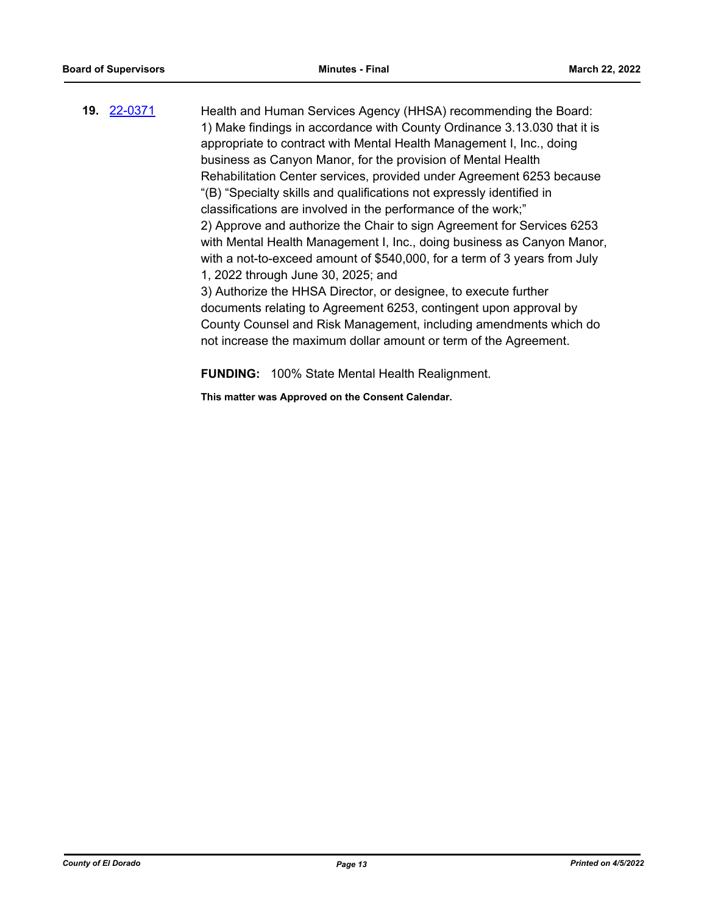**19.** [22-0371](22-0371)

Health and Human Services Agency (HHSA) recommending the Board:
1) Make findings in accordance with County Ordinance 3.13.030 that it is appropriate to contract with Mental Health Management I, Inc., doing business as Canyon Manor, for the provision of Mental Health Rehabilitation Center services, provided under Agreement 6253 because "(B) "Specialty skills and qualifications not expressly identified in classifications are involved in the performance of the work;"
2) Approve and authorize the Chair to sign Agreement for Services 6253 with Mental Health Management I, Inc., doing business as Canyon Manor, with a not-to-exceed amount of $540,000, for a term of 3 years from July 1, 2022 through June 30, 2025; and
3) Authorize the HHSA Director, or designee, to execute further documents relating to Agreement 6253, contingent upon approval by County Counsel and Risk Management, including amendments which do not increase the maximum dollar amount or term of the Agreement.

**FUNDING:** 100% State Mental Health Realignment.

**This matter was Approved on the Consent Calendar.**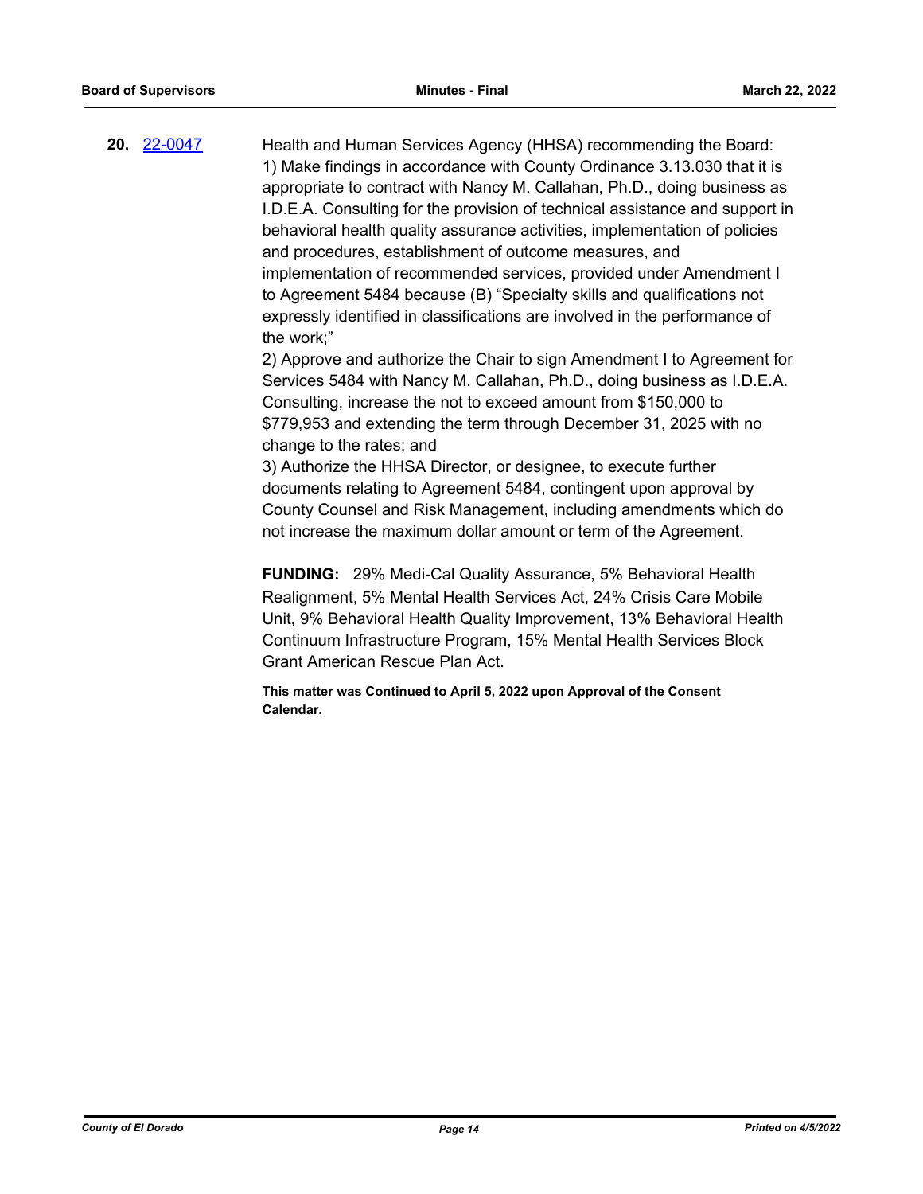**20.** 22-0047

Health and Human Services Agency (HHSA) recommending the Board:
1) Make findings in accordance with County Ordinance 3.13.030 that it is appropriate to contract with Nancy M. Callahan, Ph.D., doing business as I.D.E.A. Consulting for the provision of technical assistance and support in behavioral health quality assurance activities, implementation of policies and procedures, establishment of outcome measures, and implementation of recommended services, provided under Amendment I to Agreement 5484 because (B) "Specialty skills and qualifications not expressly identified in classifications are involved in the performance of the work;"
2) Approve and authorize the Chair to sign Amendment I to Agreement for Services 5484 with Nancy M. Callahan, Ph.D., doing business as I.D.E.A. Consulting, increase the not to exceed amount from $150,000 to $779,953 and extending the term through December 31, 2025 with no change to the rates; and
3) Authorize the HHSA Director, or designee, to execute further documents relating to Agreement 5484, contingent upon approval by County Counsel and Risk Management, including amendments which do not increase the maximum dollar amount or term of the Agreement.

**FUNDING:** 29% Medi-Cal Quality Assurance, 5% Behavioral Health Realignment, 5% Mental Health Services Act, 24% Crisis Care Mobile Unit, 9% Behavioral Health Quality Improvement, 13% Behavioral Health Continuum Infrastructure Program, 15% Mental Health Services Block Grant American Rescue Plan Act.

**This matter was Continued to April 5, 2022 upon Approval of the Consent Calendar.**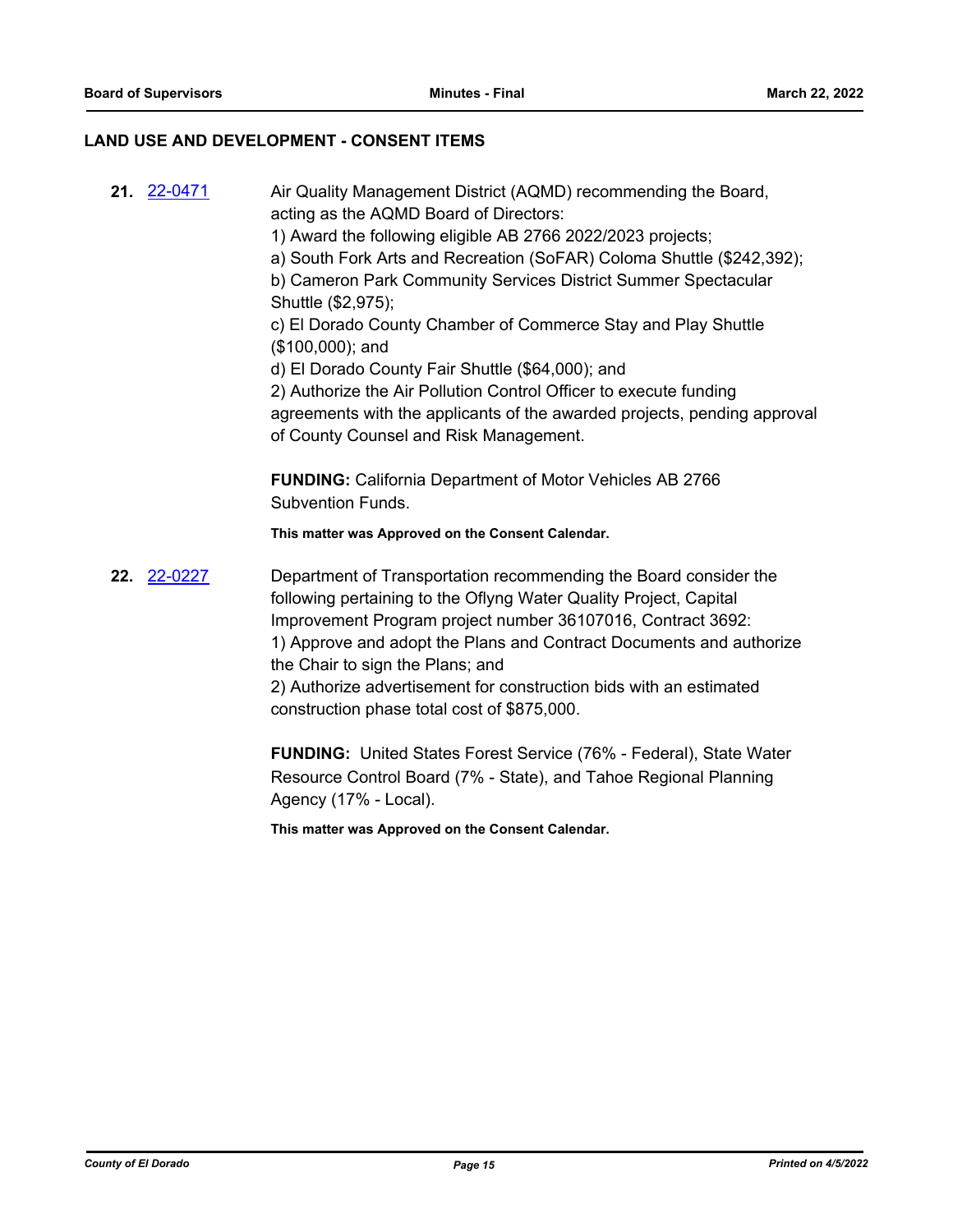## LAND USE AND DEVELOPMENT - CONSENT ITEMS

**21.** 22-0471

Air Quality Management District (AQMD) recommending the Board, acting as the AQMD Board of Directors:
1) Award the following eligible AB 2766 2022/2023 projects;
a) South Fork Arts and Recreation (SoFAR) Coloma Shuttle ($242,392);
b) Cameron Park Community Services District Summer Spectacular Shuttle ($2,975);
c) El Dorado County Chamber of Commerce Stay and Play Shuttle ($100,000); and
d) El Dorado County Fair Shuttle ($64,000); and
2) Authorize the Air Pollution Control Officer to execute funding agreements with the applicants of the awarded projects, pending approval of County Counsel and Risk Management.

**FUNDING:** California Department of Motor Vehicles AB 2766 Subvention Funds.

**This matter was Approved on the Consent Calendar.**

**22.** 22-0227

Department of Transportation recommending the Board consider the following pertaining to the Oflyng Water Quality Project, Capital Improvement Program project number 36107016, Contract 3692:
1) Approve and adopt the Plans and Contract Documents and authorize the Chair to sign the Plans; and
2) Authorize advertisement for construction bids with an estimated construction phase total cost of $875,000.

**FUNDING:** United States Forest Service (76% - Federal), State Water Resource Control Board (7% - State), and Tahoe Regional Planning Agency (17% - Local).

**This matter was Approved on the Consent Calendar.**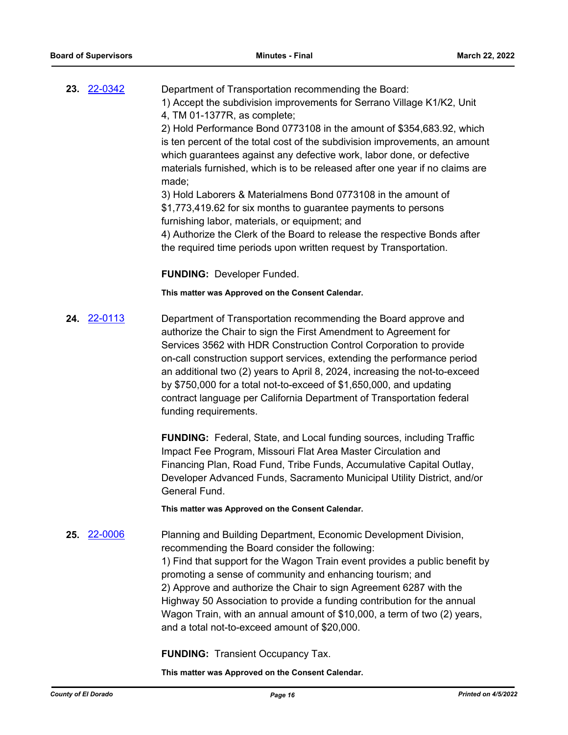**23.** 22-0342 Department of Transportation recommending the Board:

1) Accept the subdivision improvements for Serrano Village K1/K2, Unit 4, TM 01-1377R, as complete;
2) Hold Performance Bond 0773108 in the amount of $354,683.92, which is ten percent of the total cost of the subdivision improvements, an amount which guarantees against any defective work, labor done, or defective materials furnished, which is to be released after one year if no claims are made;
3) Hold Laborers & Materialmens Bond 0773108 in the amount of $1,773,419.62 for six months to guarantee payments to persons furnishing labor, materials, or equipment; and
4) Authorize the Clerk of the Board to release the respective Bonds after the required time periods upon written request by Transportation.

**FUNDING:** Developer Funded.

**This matter was Approved on the Consent Calendar.**

**24.** 22-0113 Department of Transportation recommending the Board approve and authorize the Chair to sign the First Amendment to Agreement for Services 3562 with HDR Construction Control Corporation to provide on-call construction support services, extending the performance period an additional two (2) years to April 8, 2024, increasing the not-to-exceed by $750,000 for a total not-to-exceed of $1,650,000, and updating contract language per California Department of Transportation federal funding requirements.

**FUNDING:** Federal, State, and Local funding sources, including Traffic Impact Fee Program, Missouri Flat Area Master Circulation and Financing Plan, Road Fund, Tribe Funds, Accumulative Capital Outlay, Developer Advanced Funds, Sacramento Municipal Utility District, and/or General Fund.

**This matter was Approved on the Consent Calendar.**

**25.** 22-0006 Planning and Building Department, Economic Development Division, recommending the Board consider the following:

1) Find that support for the Wagon Train event provides a public benefit by promoting a sense of community and enhancing tourism; and
2) Approve and authorize the Chair to sign Agreement 6287 with the Highway 50 Association to provide a funding contribution for the annual Wagon Train, with an annual amount of $10,000, a term of two (2) years, and a total not-to-exceed amount of $20,000.

**FUNDING:** Transient Occupancy Tax.

**This matter was Approved on the Consent Calendar.**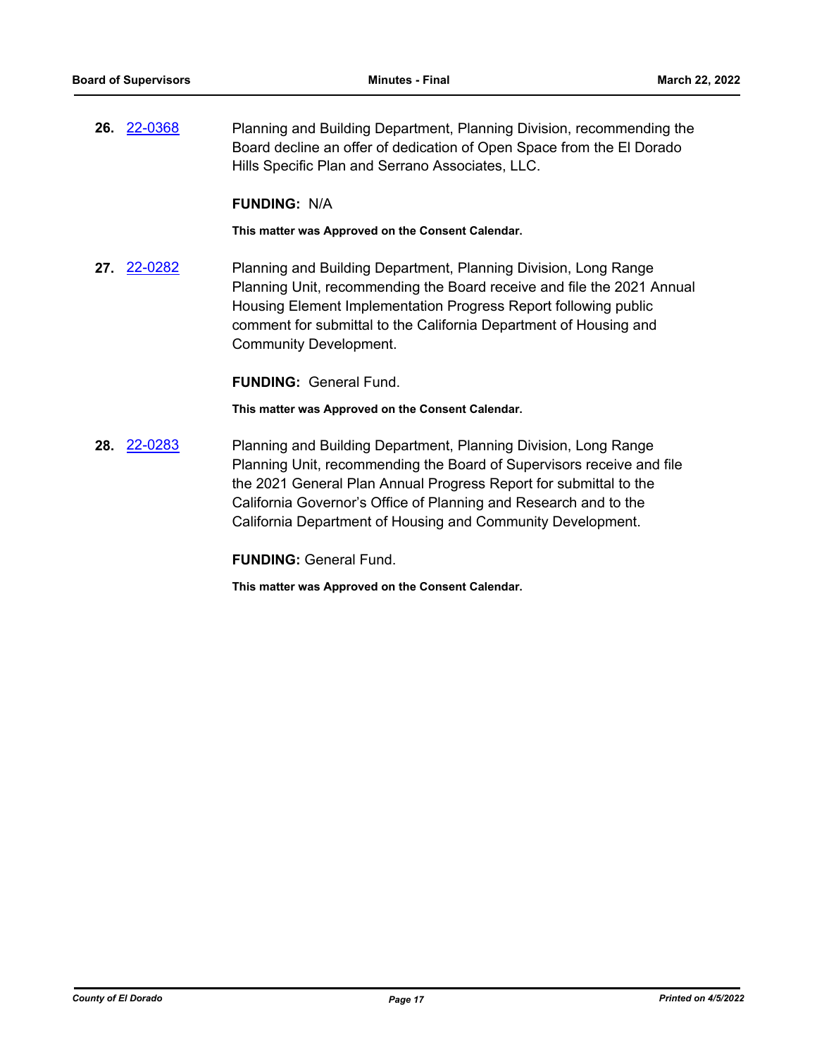**26.** 22-0368 Planning and Building Department, Planning Division, recommending the Board decline an offer of dedication of Open Space from the El Dorado Hills Specific Plan and Serrano Associates, LLC.

**FUNDING:** N/A

**This matter was Approved on the Consent Calendar.**

**27.** 22-0282 Planning and Building Department, Planning Division, Long Range Planning Unit, recommending the Board receive and file the 2021 Annual Housing Element Implementation Progress Report following public comment for submittal to the California Department of Housing and Community Development.

**FUNDING:** General Fund.

**This matter was Approved on the Consent Calendar.**

**28.** 22-0283 Planning and Building Department, Planning Division, Long Range Planning Unit, recommending the Board of Supervisors receive and file the 2021 General Plan Annual Progress Report for submittal to the California Governor's Office of Planning and Research and to the California Department of Housing and Community Development.

**FUNDING:** General Fund.

**This matter was Approved on the Consent Calendar.**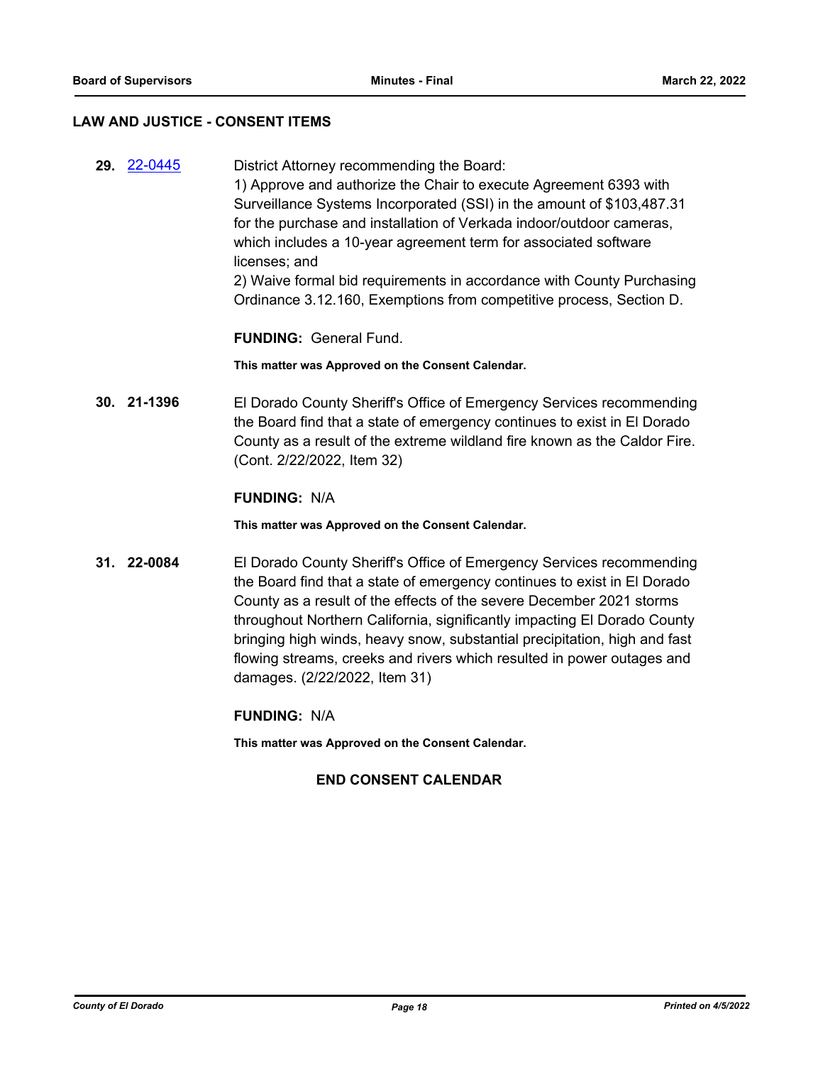## LAW AND JUSTICE - CONSENT ITEMS

**29.** 22-0445 District Attorney recommending the Board:
1) Approve and authorize the Chair to execute Agreement 6393 with Surveillance Systems Incorporated (SSI) in the amount of $103,487.31 for the purchase and installation of Verkada indoor/outdoor cameras, which includes a 10-year agreement term for associated software licenses; and
2) Waive formal bid requirements in accordance with County Purchasing Ordinance 3.12.160, Exemptions from competitive process, Section D.

**FUNDING:** General Fund.

**This matter was Approved on the Consent Calendar.**

**30. 21-1396** El Dorado County Sheriff's Office of Emergency Services recommending the Board find that a state of emergency continues to exist in El Dorado County as a result of the extreme wildland fire known as the Caldor Fire. (Cont. 2/22/2022, Item 32)

**FUNDING:** N/A

**This matter was Approved on the Consent Calendar.**

**31. 22-0084** El Dorado County Sheriff's Office of Emergency Services recommending the Board find that a state of emergency continues to exist in El Dorado County as a result of the effects of the severe December 2021 storms throughout Northern California, significantly impacting El Dorado County bringing high winds, heavy snow, substantial precipitation, high and fast flowing streams, creeks and rivers which resulted in power outages and damages. (2/22/2022, Item 31)

**FUNDING:** N/A

**This matter was Approved on the Consent Calendar.**

**END CONSENT CALENDAR**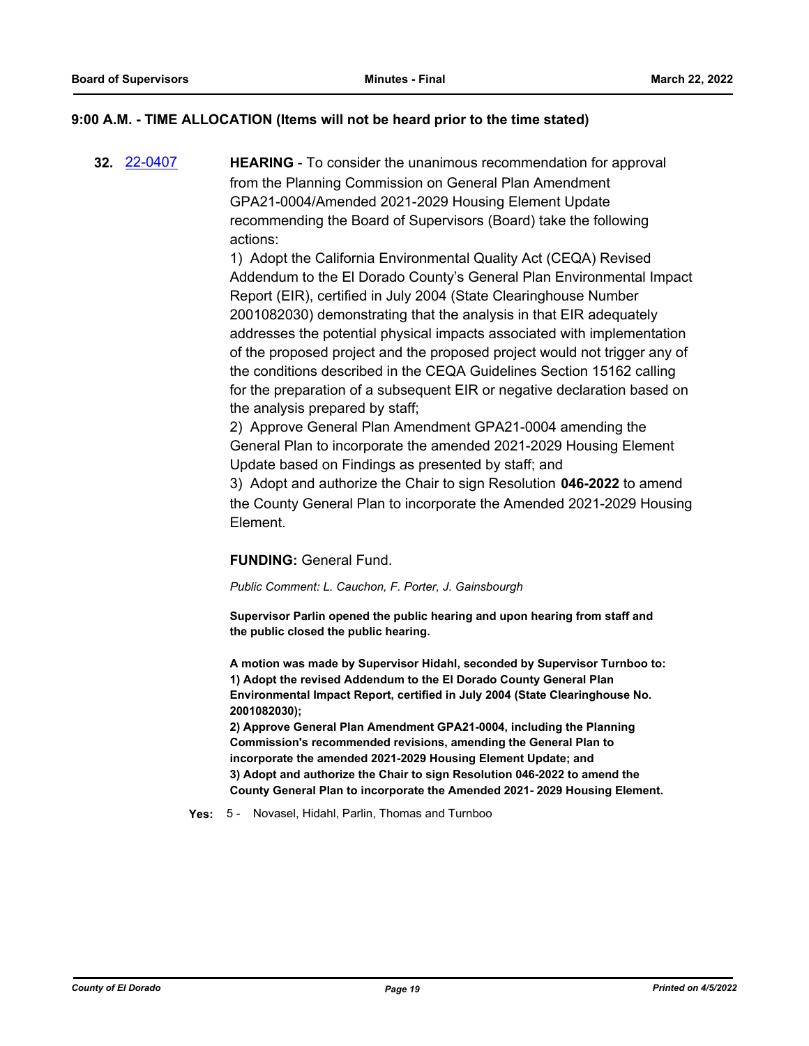### 9:00 A.M. - TIME ALLOCATION (Items will not be heard prior to the time stated)

**32.** [22-0407](22-0407)

**HEARING** - To consider the unanimous recommendation for approval from the Planning Commission on General Plan Amendment GPA21-0004/Amended 2021-2029 Housing Element Update recommending the Board of Supervisors (Board) take the following actions:

1) Adopt the California Environmental Quality Act (CEQA) Revised Addendum to the El Dorado County's General Plan Environmental Impact Report (EIR), certified in July 2004 (State Clearinghouse Number 2001082030) demonstrating that the analysis in that EIR adequately addresses the potential physical impacts associated with implementation of the proposed project and the proposed project would not trigger any of the conditions described in the CEQA Guidelines Section 15162 calling for the preparation of a subsequent EIR or negative declaration based on the analysis prepared by staff;

2) Approve General Plan Amendment GPA21-0004 amending the General Plan to incorporate the amended 2021-2029 Housing Element Update based on Findings as presented by staff; and

3) Adopt and authorize the Chair to sign Resolution **046-2022** to amend the County General Plan to incorporate the Amended 2021-2029 Housing Element.

**FUNDING:** General Fund.

*Public Comment: L. Cauchon, F. Porter, J. Gainsbourgh*

**Supervisor Parlin opened the public hearing and upon hearing from staff and the public closed the public hearing.**

**A motion was made by Supervisor Hidahl, seconded by Supervisor Turnboo to:**
**1) Adopt the revised Addendum to the El Dorado County General Plan Environmental Impact Report, certified in July 2004 (State Clearinghouse No. 2001082030);**
**2) Approve General Plan Amendment GPA21-0004, including the Planning Commission's recommended revisions, amending the General Plan to incorporate the amended 2021-2029 Housing Element Update; and**
**3) Adopt and authorize the Chair to sign Resolution 046-2022 to amend the County General Plan to incorporate the Amended 2021- 2029 Housing Element.**

**Yes:** 5 - Novasel, Hidahl, Parlin, Thomas and Turnboo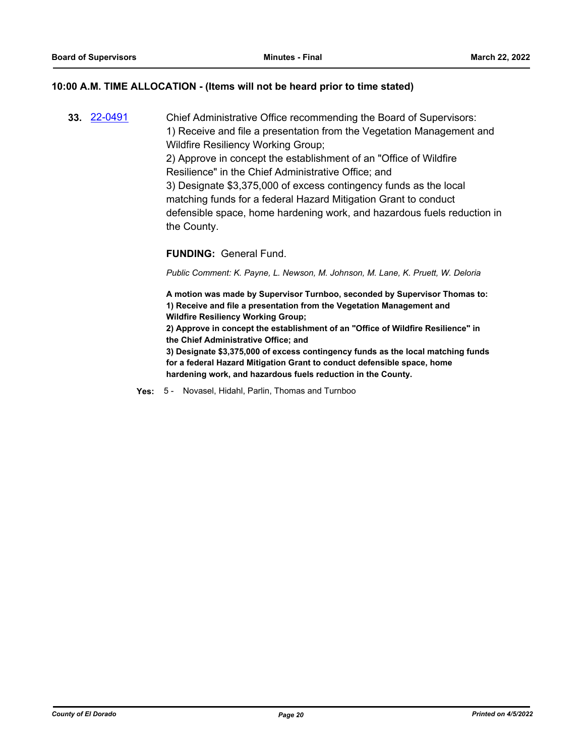## 10:00 A.M. TIME ALLOCATION - (Items will not be heard prior to time stated)

**33.** [22-0491]

Chief Administrative Office recommending the Board of Supervisors:
1) Receive and file a presentation from the Vegetation Management and Wildfire Resiliency Working Group;
2) Approve in concept the establishment of an "Office of Wildfire Resilience" in the Chief Administrative Office; and
3) Designate $3,375,000 of excess contingency funds as the local matching funds for a federal Hazard Mitigation Grant to conduct defensible space, home hardening work, and hazardous fuels reduction in the County.

**FUNDING:** General Fund.

*Public Comment: K. Payne, L. Newson, M. Johnson, M. Lane, K. Pruett, W. Deloria*

**A motion was made by Supervisor Turnboo, seconded by Supervisor Thomas to:**
**1) Receive and file a presentation from the Vegetation Management and Wildfire Resiliency Working Group;**
**2) Approve in concept the establishment of an "Office of Wildfire Resilience" in the Chief Administrative Office; and**
**3) Designate $3,375,000 of excess contingency funds as the local matching funds for a federal Hazard Mitigation Grant to conduct defensible space, home hardening work, and hazardous fuels reduction in the County.**

**Yes:** 5 - Novasel, Hidahl, Parlin, Thomas and Turnboo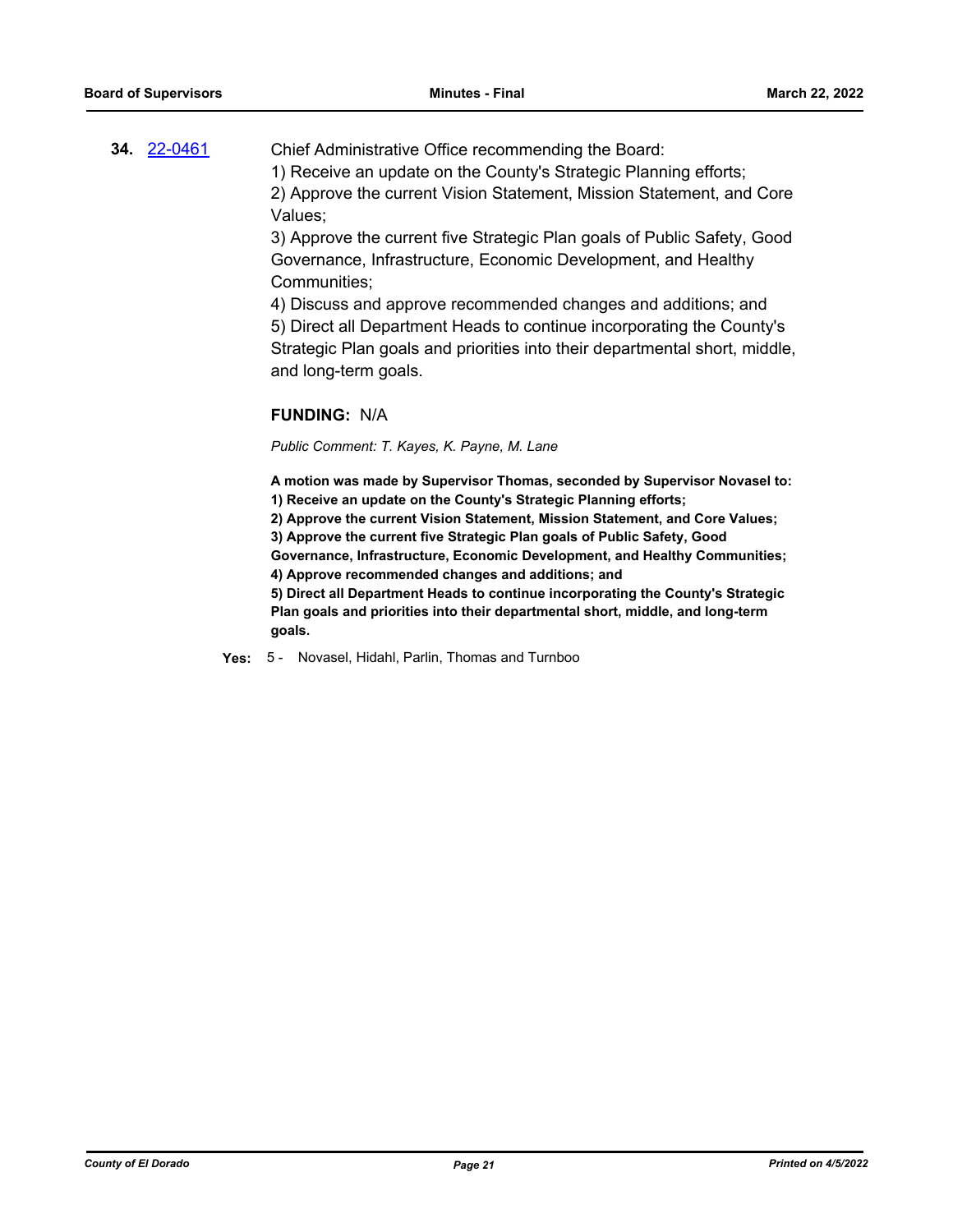**34.** [22-0461](22-0461)

Chief Administrative Office recommending the Board:
1) Receive an update on the County's Strategic Planning efforts;
2) Approve the current Vision Statement, Mission Statement, and Core Values;
3) Approve the current five Strategic Plan goals of Public Safety, Good Governance, Infrastructure, Economic Development, and Healthy Communities;
4) Discuss and approve recommended changes and additions; and
5) Direct all Department Heads to continue incorporating the County's Strategic Plan goals and priorities into their departmental short, middle, and long-term goals.

**FUNDING:** N/A

*Public Comment: T. Kayes, K. Payne, M. Lane*

**A motion was made by Supervisor Thomas, seconded by Supervisor Novasel to:**
**1) Receive an update on the County's Strategic Planning efforts;**
**2) Approve the current Vision Statement, Mission Statement, and Core Values;**
**3) Approve the current five Strategic Plan goals of Public Safety, Good Governance, Infrastructure, Economic Development, and Healthy Communities;**
**4) Approve recommended changes and additions; and**
**5) Direct all Department Heads to continue incorporating the County's Strategic Plan goals and priorities into their departmental short, middle, and long-term goals.**

**Yes:** 5 - Novasel, Hidahl, Parlin, Thomas and Turnboo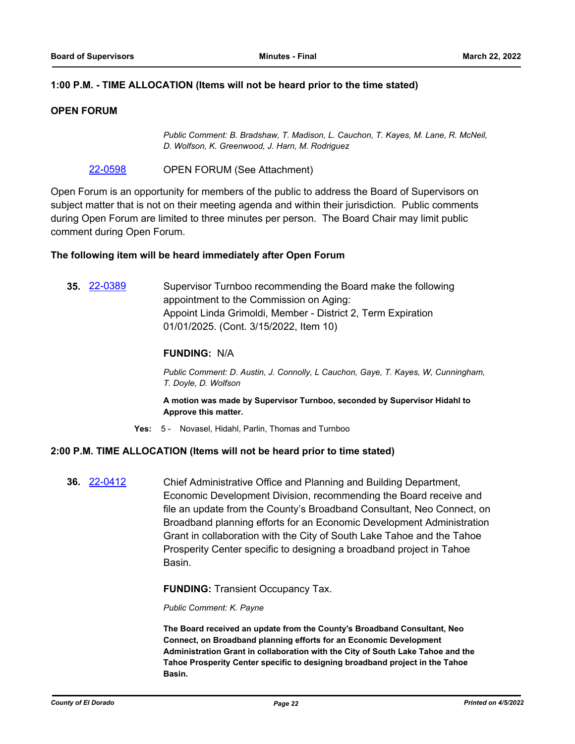**1:00 P.M. - TIME ALLOCATION (Items will not be heard prior to the time stated)**

**OPEN FORUM**

*Public Comment: B. Bradshaw, T. Madison, L. Cauchon, T. Kayes, M. Lane, R. McNeil, D. Wolfson, K. Greenwood, J. Harn, M. Rodriguez*

22-0598 OPEN FORUM (See Attachment)

Open Forum is an opportunity for members of the public to address the Board of Supervisors on subject matter that is not on their meeting agenda and within their jurisdiction. Public comments during Open Forum are limited to three minutes per person. The Board Chair may limit public comment during Open Forum.

**The following item will be heard immediately after Open Forum**

**35.** 22-0389 Supervisor Turnboo recommending the Board make the following appointment to the Commission on Aging:
Appoint Linda Grimoldi, Member - District 2, Term Expiration 01/01/2025. (Cont. 3/15/2022, Item 10)

**FUNDING:** N/A

*Public Comment: D. Austin, J. Connolly, L Cauchon, Gaye, T. Kayes, W, Cunningham, T. Doyle, D. Wolfson*

**A motion was made by Supervisor Turnboo, seconded by Supervisor Hidahl to Approve this matter.**

**Yes:** 5 - Novasel, Hidahl, Parlin, Thomas and Turnboo

**2:00 P.M. TIME ALLOCATION (Items will not be heard prior to time stated)**

**36.** 22-0412 Chief Administrative Office and Planning and Building Department, Economic Development Division, recommending the Board receive and file an update from the County's Broadband Consultant, Neo Connect, on Broadband planning efforts for an Economic Development Administration Grant in collaboration with the City of South Lake Tahoe and the Tahoe Prosperity Center specific to designing a broadband project in Tahoe Basin.

**FUNDING:** Transient Occupancy Tax.

*Public Comment: K. Payne*

**The Board received an update from the County's Broadband Consultant, Neo Connect, on Broadband planning efforts for an Economic Development Administration Grant in collaboration with the City of South Lake Tahoe and the Tahoe Prosperity Center specific to designing broadband project in the Tahoe Basin.**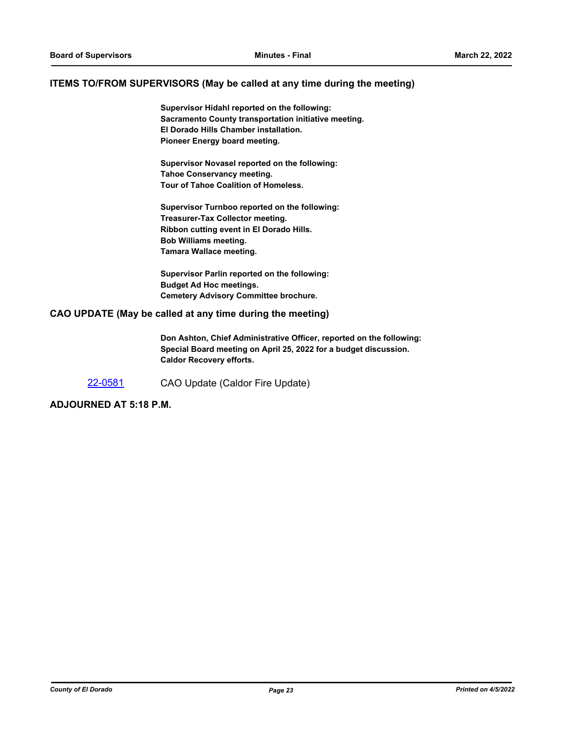## ITEMS TO/FROM SUPERVISORS (May be called at any time during the meeting)

**Supervisor Hidahl reported on the following:**
**Sacramento County transportation initiative meeting.**
**El Dorado Hills Chamber installation.**
**Pioneer Energy board meeting.**

**Supervisor Novasel reported on the following:**
**Tahoe Conservancy meeting.**
**Tour of Tahoe Coalition of Homeless.**

**Supervisor Turnboo reported on the following:**
**Treasurer-Tax Collector meeting.**
**Ribbon cutting event in El Dorado Hills.**
**Bob Williams meeting.**
**Tamara Wallace meeting.**

**Supervisor Parlin reported on the following:**
**Budget Ad Hoc meetings.**
**Cemetery Advisory Committee brochure.**

## CAO UPDATE (May be called at any time during the meeting)

**Don Ashton, Chief Administrative Officer, reported on the following:**
**Special Board meeting on April 25, 2022 for a budget discussion.**
**Caldor Recovery efforts.**

22-0581 CAO Update (Caldor Fire Update)

## ADJOURNED AT 5:18 P.M.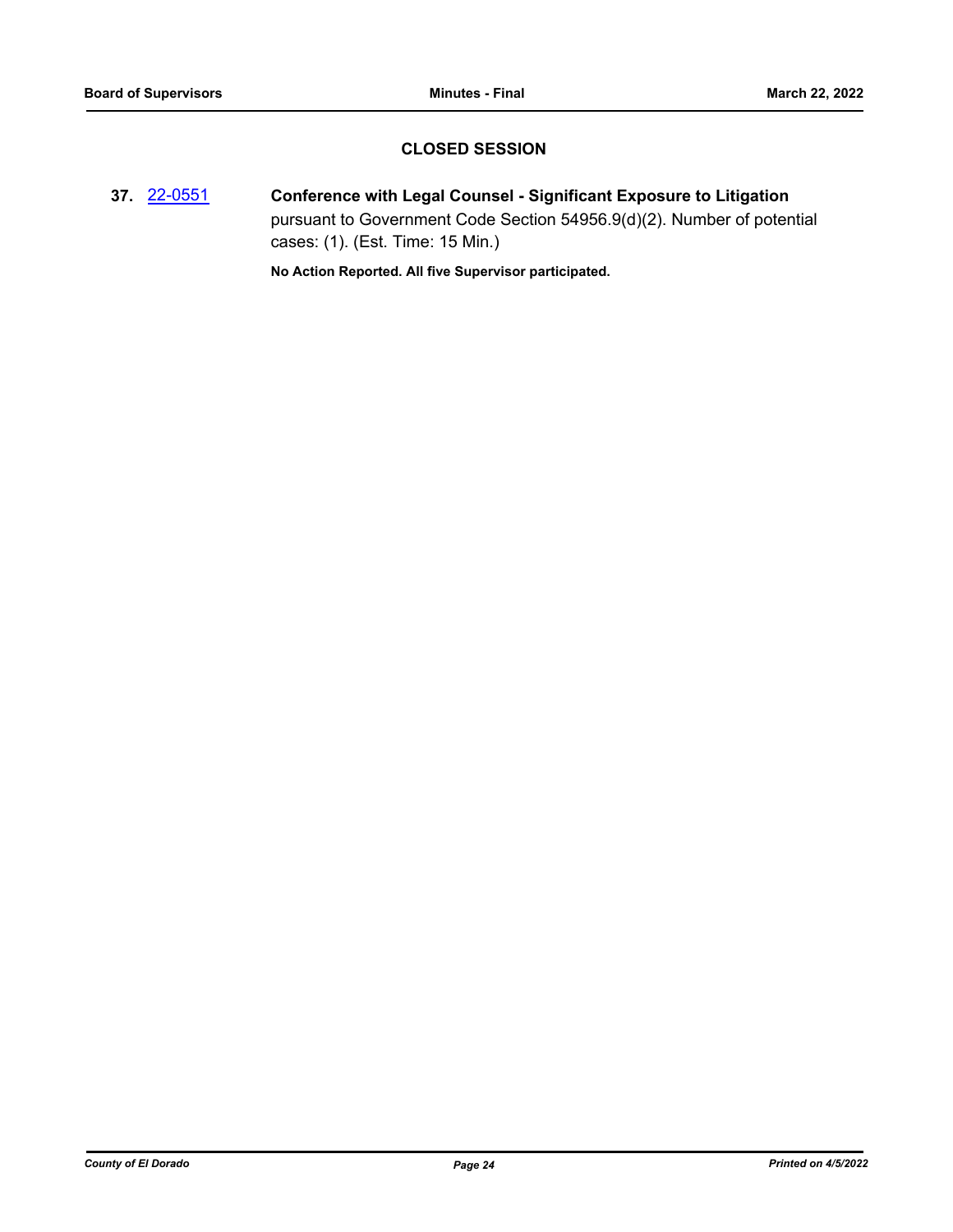## CLOSED SESSION

**37.** 22-0551 **Conference with Legal Counsel - Significant Exposure to Litigation** pursuant to Government Code Section 54956.9(d)(2). Number of potential cases: (1). (Est. Time: 15 Min.)

**No Action Reported. All five Supervisor participated.**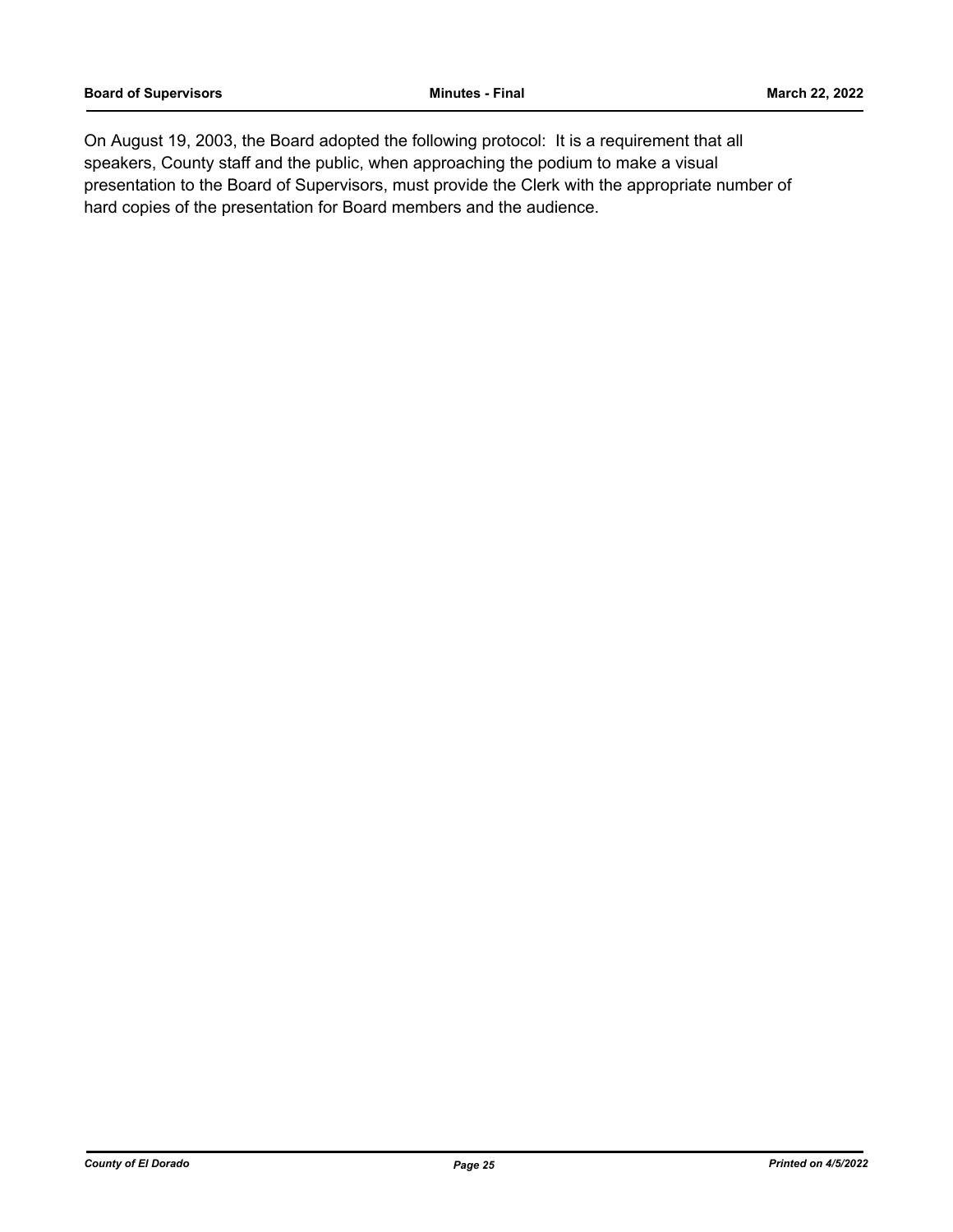On August 19, 2003, the Board adopted the following protocol: It is a requirement that all speakers, County staff and the public, when approaching the podium to make a visual presentation to the Board of Supervisors, must provide the Clerk with the appropriate number of hard copies of the presentation for Board members and the audience.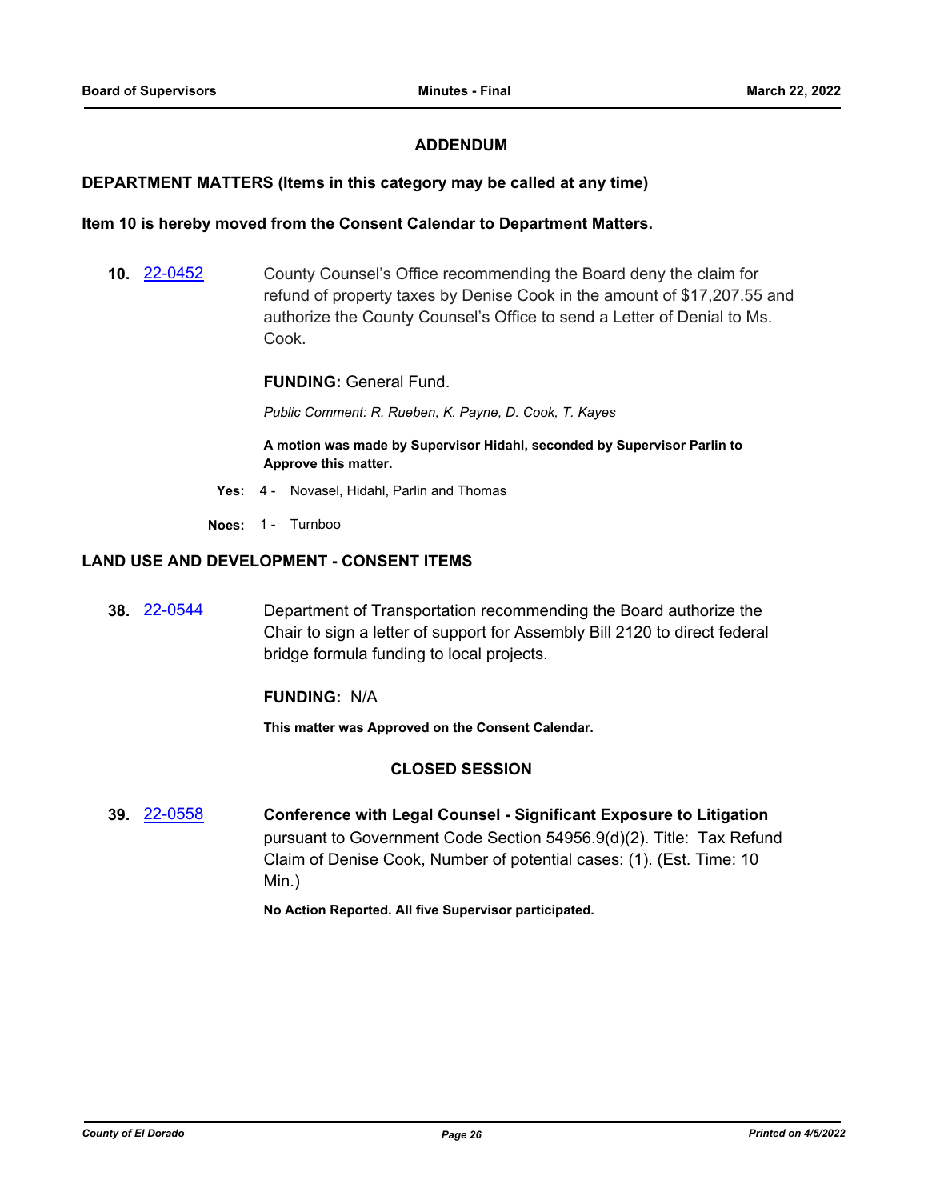## ADDENDUM

### DEPARTMENT MATTERS (Items in this category may be called at any time)

**Item 10 is hereby moved from the Consent Calendar to Department Matters.**

**10.** 22-0452 County Counsel's Office recommending the Board deny the claim for refund of property taxes by Denise Cook in the amount of $17,207.55 and authorize the County Counsel's Office to send a Letter of Denial to Ms. Cook.

**FUNDING:** General Fund.

*Public Comment: R. Rueben, K. Payne, D. Cook, T. Kayes*

**A motion was made by Supervisor Hidahl, seconded by Supervisor Parlin to Approve this matter.**

**Yes:** 4 - Novasel, Hidahl, Parlin and Thomas

**Noes:** 1 - Turnboo

### LAND USE AND DEVELOPMENT - CONSENT ITEMS

**38.** 22-0544 Department of Transportation recommending the Board authorize the Chair to sign a letter of support for Assembly Bill 2120 to direct federal bridge formula funding to local projects.

**FUNDING:** N/A

**This matter was Approved on the Consent Calendar.**

## CLOSED SESSION

**39.** 22-0558 **Conference with Legal Counsel - Significant Exposure to Litigation** pursuant to Government Code Section 54956.9(d)(2). Title: Tax Refund Claim of Denise Cook, Number of potential cases: (1). (Est. Time: 10 Min.)

**No Action Reported. All five Supervisor participated.**